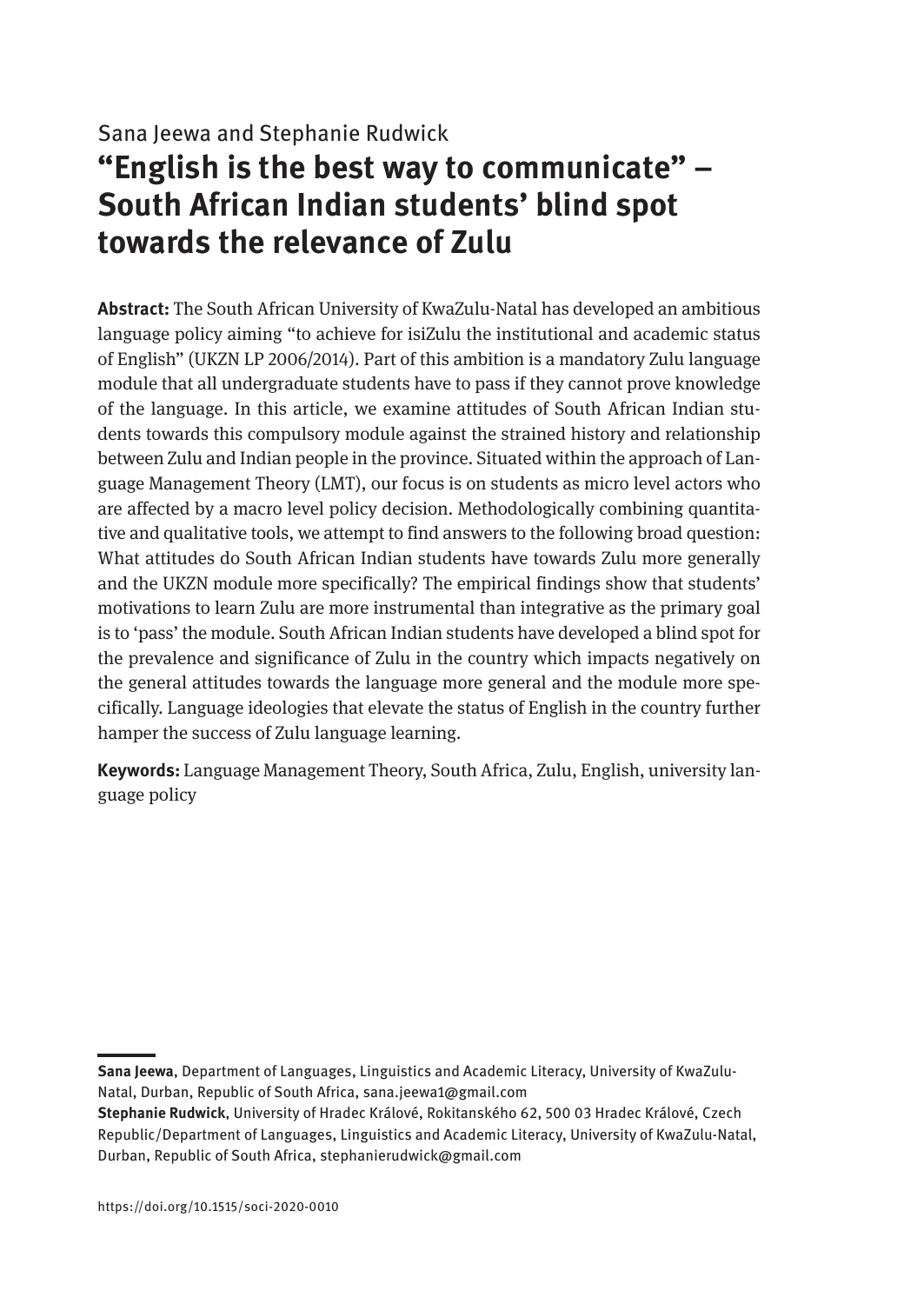Sana Jeewa and Stephanie Rudwick

# "English is the best way to communicate" – South African Indian students' blind spot towards the relevance of Zulu

**Abstract:** The South African University of KwaZulu-Natal has developed an ambitious language policy aiming "to achieve for isiZulu the institutional and academic status of English" (UKZN LP 2006/2014). Part of this ambition is a mandatory Zulu language module that all undergraduate students have to pass if they cannot prove knowledge of the language. In this article, we examine attitudes of South African Indian students towards this compulsory module against the strained history and relationship between Zulu and Indian people in the province. Situated within the approach of Language Management Theory (LMT), our focus is on students as micro level actors who are affected by a macro level policy decision. Methodologically combining quantitative and qualitative tools, we attempt to find answers to the following broad question: What attitudes do South African Indian students have towards Zulu more generally and the UKZN module more specifically? The empirical findings show that students' motivations to learn Zulu are more instrumental than integrative as the primary goal is to 'pass' the module. South African Indian students have developed a blind spot for the prevalence and significance of Zulu in the country which impacts negatively on the general attitudes towards the language more general and the module more specifically. Language ideologies that elevate the status of English in the country further hamper the success of Zulu language learning.

**Keywords:** Language Management Theory, South Africa, Zulu, English, university language policy

---

**Sana Jeewa**, Department of Languages, Linguistics and Academic Literacy, University of KwaZulu-Natal, Durban, Republic of South Africa, sana.jeewa1@gmail.com

**Stephanie Rudwick**, University of Hradec Králové, Rokitanského 62, 500 03 Hradec Králové, Czech Republic/Department of Languages, Linguistics and Academic Literacy, University of KwaZulu-Natal, Durban, Republic of South Africa, stephanierudwick@gmail.com

https://doi.org/10.1515/soci-2020-0010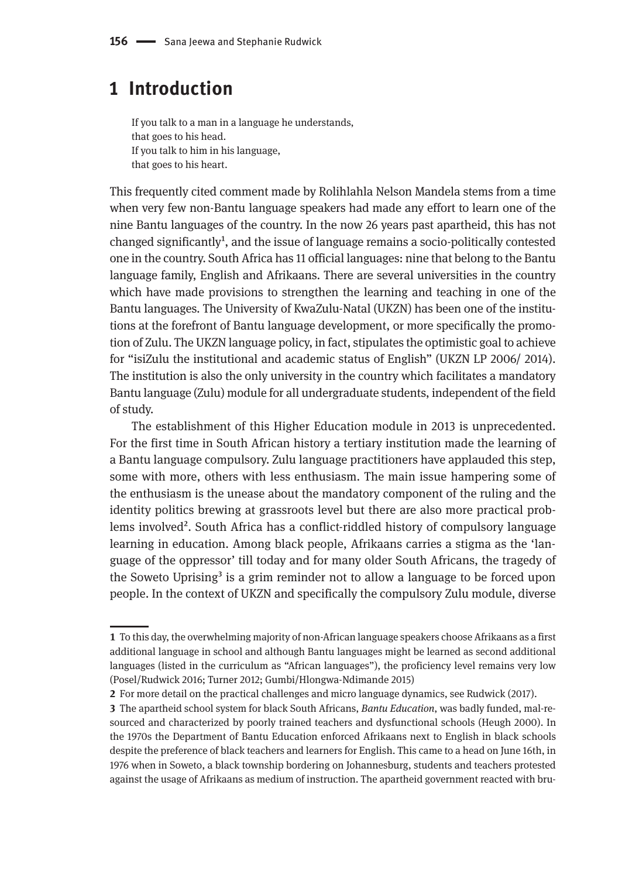# 1 Introduction

> If you talk to a man in a language he understands,
> that goes to his head.
> If you talk to him in his language,
> that goes to his heart.

This frequently cited comment made by Rolihlahla Nelson Mandela stems from a time when very few non-Bantu language speakers had made any effort to learn one of the nine Bantu languages of the country. In the now 26 years past apartheid, this has not changed significantly[1], and the issue of language remains a socio-politically contested one in the country. South Africa has 11 official languages: nine that belong to the Bantu language family, English and Afrikaans. There are several universities in the country which have made provisions to strengthen the learning and teaching in one of the Bantu languages. The University of KwaZulu-Natal (UKZN) has been one of the institutions at the forefront of Bantu language development, or more specifically the promotion of Zulu. The UKZN language policy, in fact, stipulates the optimistic goal to achieve for "isiZulu the institutional and academic status of English" (UKZN LP 2006/ 2014). The institution is also the only university in the country which facilitates a mandatory Bantu language (Zulu) module for all undergraduate students, independent of the field of study.

The establishment of this Higher Education module in 2013 is unprecedented. For the first time in South African history a tertiary institution made the learning of a Bantu language compulsory. Zulu language practitioners have applauded this step, some with more, others with less enthusiasm. The main issue hampering some of the enthusiasm is the unease about the mandatory component of the ruling and the identity politics brewing at grassroots level but there are also more practical problems involved[2]. South Africa has a conflict-riddled history of compulsory language learning in education. Among black people, Afrikaans carries a stigma as the 'language of the oppressor' till today and for many older South Africans, the tragedy of the Soweto Uprising[3] is a grim reminder not to allow a language to be forced upon people. In the context of UKZN and specifically the compulsory Zulu module, diverse

---

**1** To this day, the overwhelming majority of non-African language speakers choose Afrikaans as a first additional language in school and although Bantu languages might be learned as second additional languages (listed in the curriculum as "African languages"), the proficiency level remains very low (Posel/Rudwick 2016; Turner 2012; Gumbi/Hlongwa-Ndimande 2015)

**2** For more detail on the practical challenges and micro language dynamics, see Rudwick (2017).

**3** The apartheid school system for black South Africans, *Bantu Education*, was badly funded, mal-resourced and characterized by poorly trained teachers and dysfunctional schools (Heugh 2000). In the 1970s the Department of Bantu Education enforced Afrikaans next to English in black schools despite the preference of black teachers and learners for English. This came to a head on June 16th, in 1976 when in Soweto, a black township bordering on Johannesburg, students and teachers protested against the usage of Afrikaans as medium of instruction. The apartheid government reacted with bru-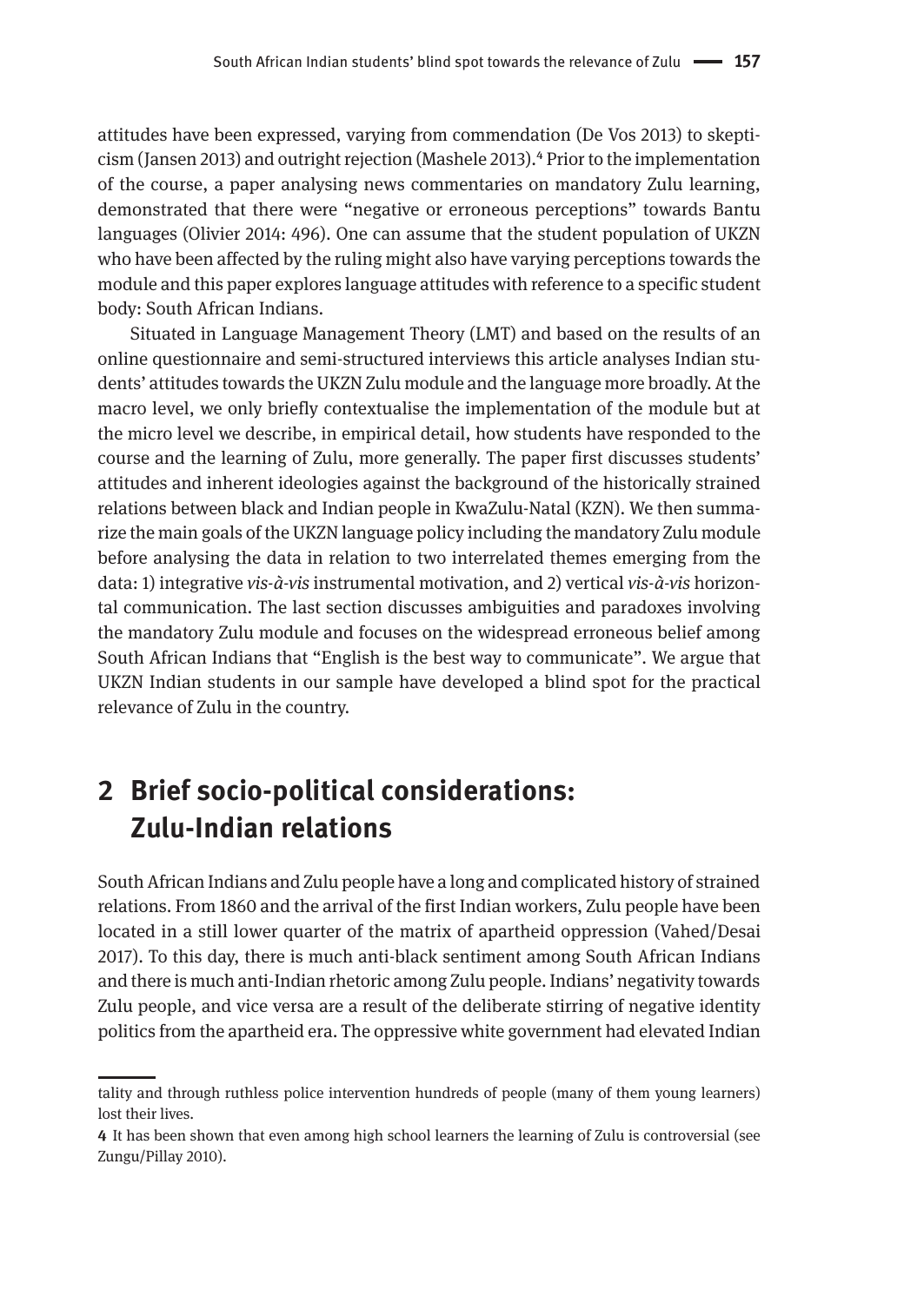attitudes have been expressed, varying from commendation (De Vos 2013) to skepticism (Jansen 2013) and outright rejection (Mashele 2013).[4] Prior to the implementation of the course, a paper analysing news commentaries on mandatory Zulu learning, demonstrated that there were "negative or erroneous perceptions" towards Bantu languages (Olivier 2014: 496). One can assume that the student population of UKZN who have been affected by the ruling might also have varying perceptions towards the module and this paper explores language attitudes with reference to a specific student body: South African Indians.

Situated in Language Management Theory (LMT) and based on the results of an online questionnaire and semi-structured interviews this article analyses Indian students' attitudes towards the UKZN Zulu module and the language more broadly. At the macro level, we only briefly contextualise the implementation of the module but at the micro level we describe, in empirical detail, how students have responded to the course and the learning of Zulu, more generally. The paper first discusses students' attitudes and inherent ideologies against the background of the historically strained relations between black and Indian people in KwaZulu-Natal (KZN). We then summarize the main goals of the UKZN language policy including the mandatory Zulu module before analysing the data in relation to two interrelated themes emerging from the data: 1) integrative *vis-à-vis* instrumental motivation, and 2) vertical *vis-à-vis* horizontal communication. The last section discusses ambiguities and paradoxes involving the mandatory Zulu module and focuses on the widespread erroneous belief among South African Indians that "English is the best way to communicate". We argue that UKZN Indian students in our sample have developed a blind spot for the practical relevance of Zulu in the country.

## 2 Brief socio-political considerations: Zulu-Indian relations

South African Indians and Zulu people have a long and complicated history of strained relations. From 1860 and the arrival of the first Indian workers, Zulu people have been located in a still lower quarter of the matrix of apartheid oppression (Vahed/Desai 2017). To this day, there is much anti-black sentiment among South African Indians and there is much anti-Indian rhetoric among Zulu people. Indians' negativity towards Zulu people, and vice versa are a result of the deliberate stirring of negative identity politics from the apartheid era. The oppressive white government had elevated Indian

---

tality and through ruthless police intervention hundreds of people (many of them young learners) lost their lives.

4 It has been shown that even among high school learners the learning of Zulu is controversial (see Zungu/Pillay 2010).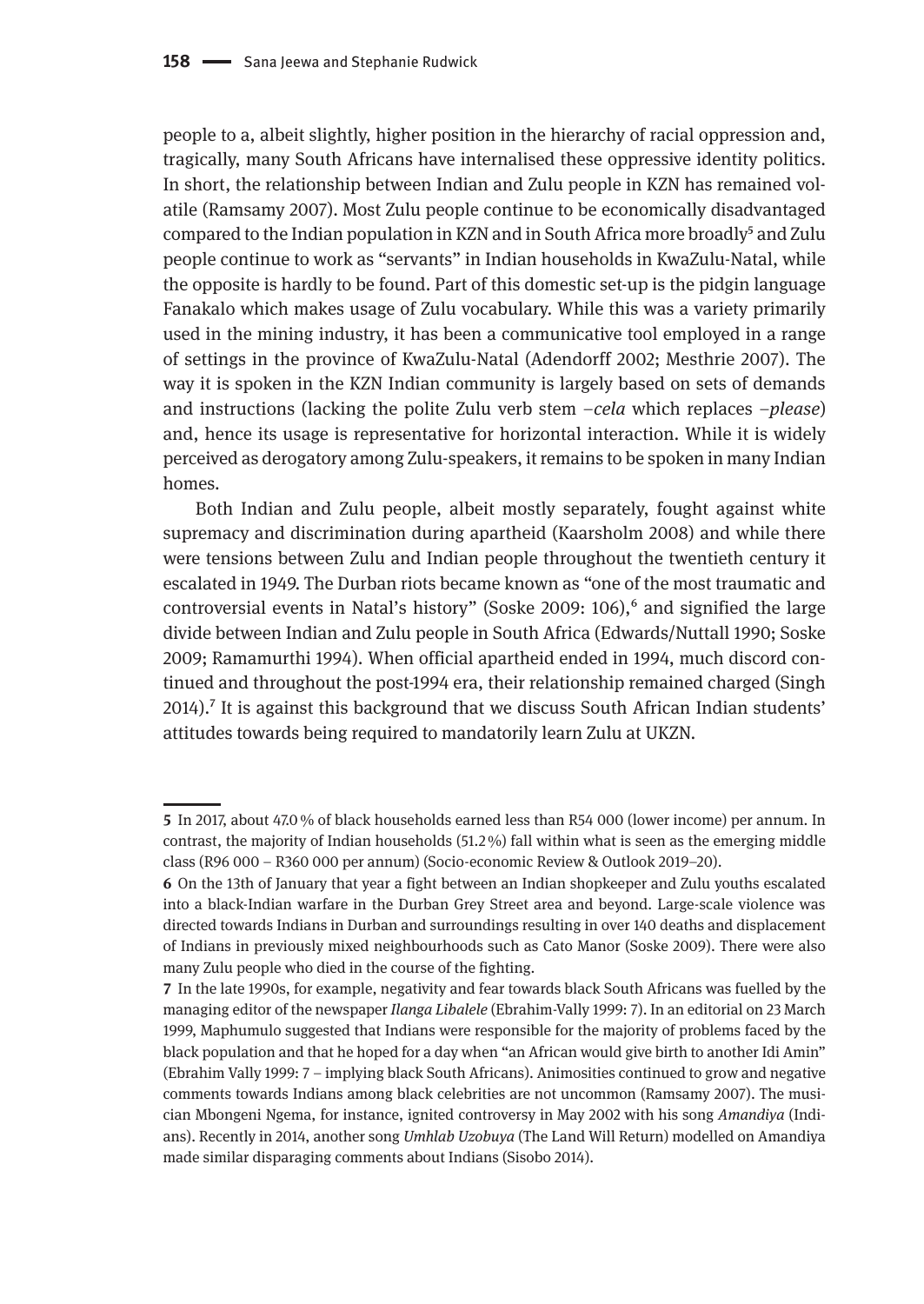people to a, albeit slightly, higher position in the hierarchy of racial oppression and, tragically, many South Africans have internalised these oppressive identity politics. In short, the relationship between Indian and Zulu people in KZN has remained volatile (Ramsamy 2007). Most Zulu people continue to be economically disadvantaged compared to the Indian population in KZN and in South Africa more broadly[5] and Zulu people continue to work as "servants" in Indian households in KwaZulu-Natal, while the opposite is hardly to be found. Part of this domestic set-up is the pidgin language Fanakalo which makes usage of Zulu vocabulary. While this was a variety primarily used in the mining industry, it has been a communicative tool employed in a range of settings in the province of KwaZulu-Natal (Adendorff 2002; Mesthrie 2007). The way it is spoken in the KZN Indian community is largely based on sets of demands and instructions (lacking the polite Zulu verb stem –*cela* which replaces –*please*) and, hence its usage is representative for horizontal interaction. While it is widely perceived as derogatory among Zulu-speakers, it remains to be spoken in many Indian homes.

Both Indian and Zulu people, albeit mostly separately, fought against white supremacy and discrimination during apartheid (Kaarsholm 2008) and while there were tensions between Zulu and Indian people throughout the twentieth century it escalated in 1949. The Durban riots became known as "one of the most traumatic and controversial events in Natal's history" (Soske 2009: 106),[6] and signified the large divide between Indian and Zulu people in South Africa (Edwards/Nuttall 1990; Soske 2009; Ramamurthi 1994). When official apartheid ended in 1994, much discord continued and throughout the post-1994 era, their relationship remained charged (Singh 2014).[7] It is against this background that we discuss South African Indian students' attitudes towards being required to mandatorily learn Zulu at UKZN.

---

**5** In 2017, about 47.0 % of black households earned less than R54 000 (lower income) per annum. In contrast, the majority of Indian households (51.2 %) fall within what is seen as the emerging middle class (R96 000 – R360 000 per annum) (Socio-economic Review & Outlook 2019–20).

**6** On the 13th of January that year a fight between an Indian shopkeeper and Zulu youths escalated into a black-Indian warfare in the Durban Grey Street area and beyond. Large-scale violence was directed towards Indians in Durban and surroundings resulting in over 140 deaths and displacement of Indians in previously mixed neighbourhoods such as Cato Manor (Soske 2009). There were also many Zulu people who died in the course of the fighting.

**7** In the late 1990s, for example, negativity and fear towards black South Africans was fuelled by the managing editor of the newspaper *Ilanga Libalele* (Ebrahim-Vally 1999: 7). In an editorial on 23 March 1999, Maphumulo suggested that Indians were responsible for the majority of problems faced by the black population and that he hoped for a day when "an African would give birth to another Idi Amin" (Ebrahim Vally 1999: 7 – implying black South Africans). Animosities continued to grow and negative comments towards Indians among black celebrities are not uncommon (Ramsamy 2007). The musician Mbongeni Ngema, for instance, ignited controversy in May 2002 with his song *Amandiya* (Indians). Recently in 2014, another song *Umhlab Uzobuya* (The Land Will Return) modelled on Amandiya made similar disparaging comments about Indians (Sisobo 2014).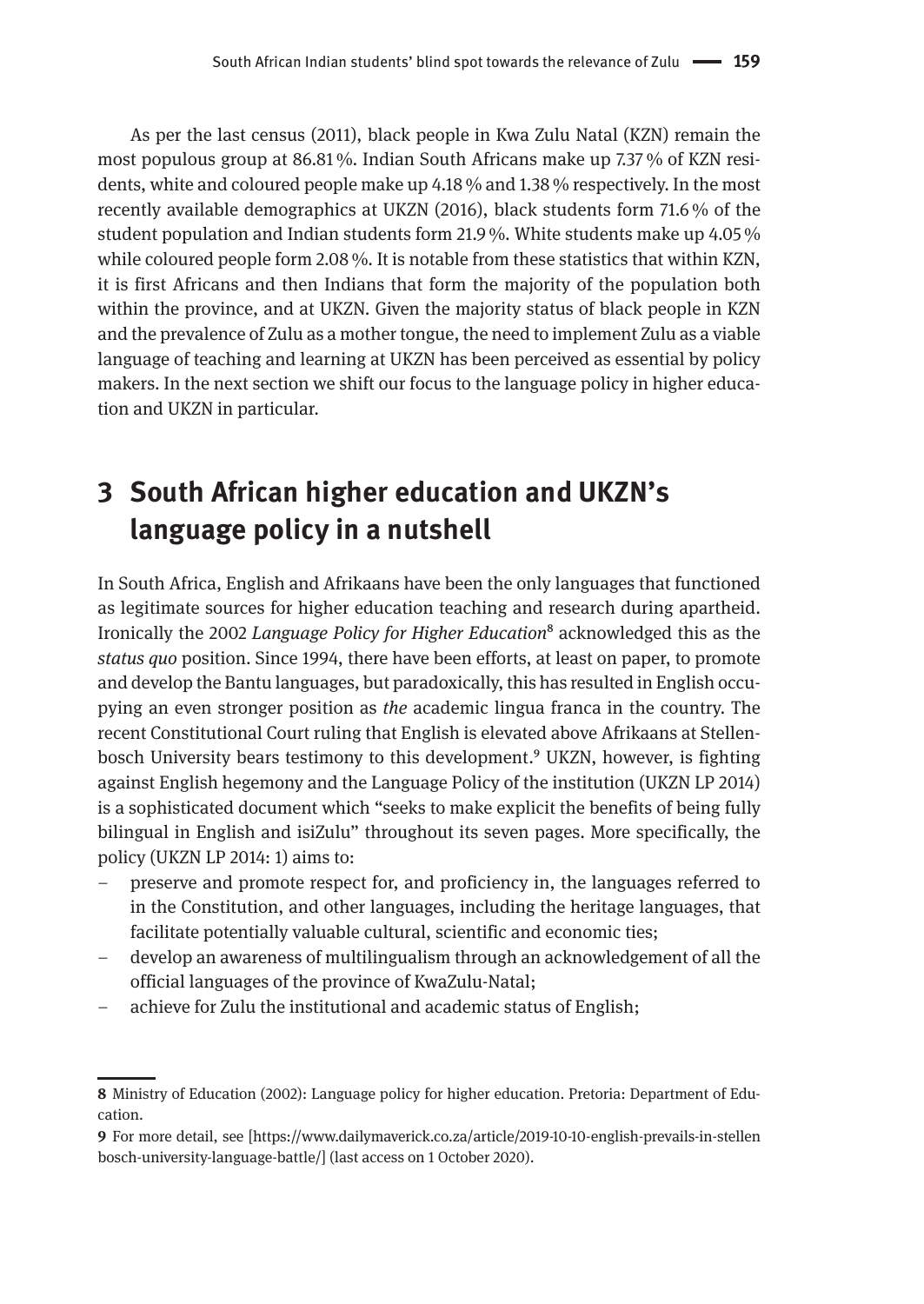As per the last census (2011), black people in Kwa Zulu Natal (KZN) remain the most populous group at 86.81 %. Indian South Africans make up 7.37 % of KZN residents, white and coloured people make up 4.18 % and 1.38 % respectively. In the most recently available demographics at UKZN (2016), black students form 71.6 % of the student population and Indian students form 21.9 %. White students make up 4.05 % while coloured people form 2.08 %. It is notable from these statistics that within KZN, it is first Africans and then Indians that form the majority of the population both within the province, and at UKZN. Given the majority status of black people in KZN and the prevalence of Zulu as a mother tongue, the need to implement Zulu as a viable language of teaching and learning at UKZN has been perceived as essential by policy makers. In the next section we shift our focus to the language policy in higher education and UKZN in particular.

## 3 South African higher education and UKZN's language policy in a nutshell

In South Africa, English and Afrikaans have been the only languages that functioned as legitimate sources for higher education teaching and research during apartheid. Ironically the 2002 *Language Policy for Higher Education*[8] acknowledged this as the *status quo* position. Since 1994, there have been efforts, at least on paper, to promote and develop the Bantu languages, but paradoxically, this has resulted in English occupying an even stronger position as *the* academic lingua franca in the country. The recent Constitutional Court ruling that English is elevated above Afrikaans at Stellenbosch University bears testimony to this development.[9] UKZN, however, is fighting against English hegemony and the Language Policy of the institution (UKZN LP 2014) is a sophisticated document which "seeks to make explicit the benefits of being fully bilingual in English and isiZulu" throughout its seven pages. More specifically, the policy (UKZN LP 2014: 1) aims to:

- preserve and promote respect for, and proficiency in, the languages referred to in the Constitution, and other languages, including the heritage languages, that facilitate potentially valuable cultural, scientific and economic ties;
- develop an awareness of multilingualism through an acknowledgement of all the official languages of the province of KwaZulu-Natal;
- achieve for Zulu the institutional and academic status of English;

---

**8** Ministry of Education (2002): Language policy for higher education. Pretoria: Department of Education.

**9** For more detail, see [https://www.dailymaverick.co.za/article/2019-10-10-english-prevails-in-stellenbosch-university-language-battle/] (last access on 1 October 2020).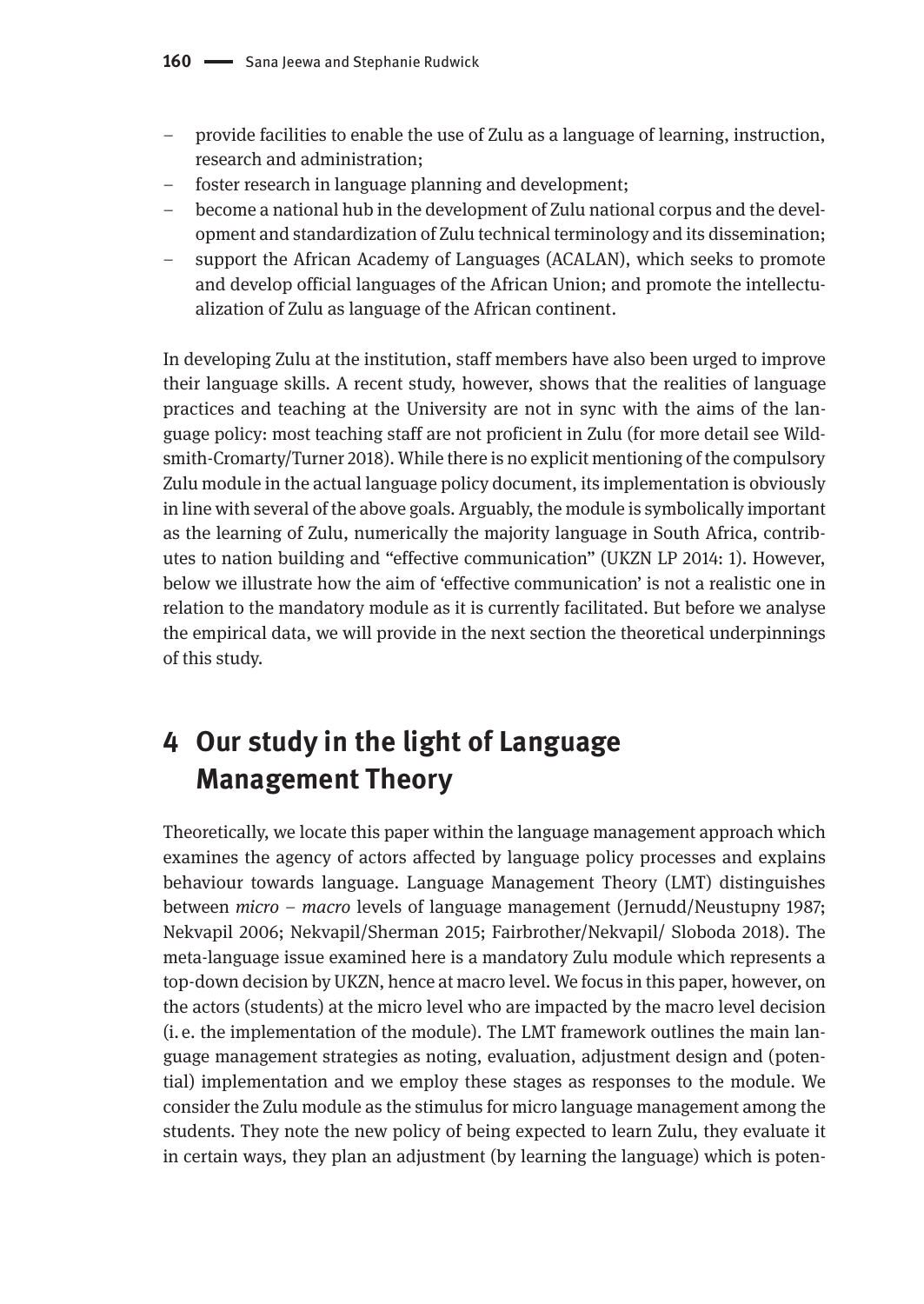- provide facilities to enable the use of Zulu as a language of learning, instruction, research and administration;
- foster research in language planning and development;
- become a national hub in the development of Zulu national corpus and the development and standardization of Zulu technical terminology and its dissemination;
- support the African Academy of Languages (ACALAN), which seeks to promote and develop official languages of the African Union; and promote the intellectualization of Zulu as language of the African continent.

In developing Zulu at the institution, staff members have also been urged to improve their language skills. A recent study, however, shows that the realities of language practices and teaching at the University are not in sync with the aims of the language policy: most teaching staff are not proficient in Zulu (for more detail see Wildsmith-Cromarty/Turner 2018). While there is no explicit mentioning of the compulsory Zulu module in the actual language policy document, its implementation is obviously in line with several of the above goals. Arguably, the module is symbolically important as the learning of Zulu, numerically the majority language in South Africa, contributes to nation building and "effective communication" (UKZN LP 2014: 1). However, below we illustrate how the aim of 'effective communication' is not a realistic one in relation to the mandatory module as it is currently facilitated. But before we analyse the empirical data, we will provide in the next section the theoretical underpinnings of this study.

## 4 Our study in the light of Language Management Theory

Theoretically, we locate this paper within the language management approach which examines the agency of actors affected by language policy processes and explains behaviour towards language. Language Management Theory (LMT) distinguishes between *micro* – *macro* levels of language management (Jernudd/Neustupny 1987; Nekvapil 2006; Nekvapil/Sherman 2015; Fairbrother/Nekvapil/ Sloboda 2018). The meta-language issue examined here is a mandatory Zulu module which represents a top-down decision by UKZN, hence at macro level. We focus in this paper, however, on the actors (students) at the micro level who are impacted by the macro level decision (i. e. the implementation of the module). The LMT framework outlines the main language management strategies as noting, evaluation, adjustment design and (potential) implementation and we employ these stages as responses to the module. We consider the Zulu module as the stimulus for micro language management among the students. They note the new policy of being expected to learn Zulu, they evaluate it in certain ways, they plan an adjustment (by learning the language) which is poten-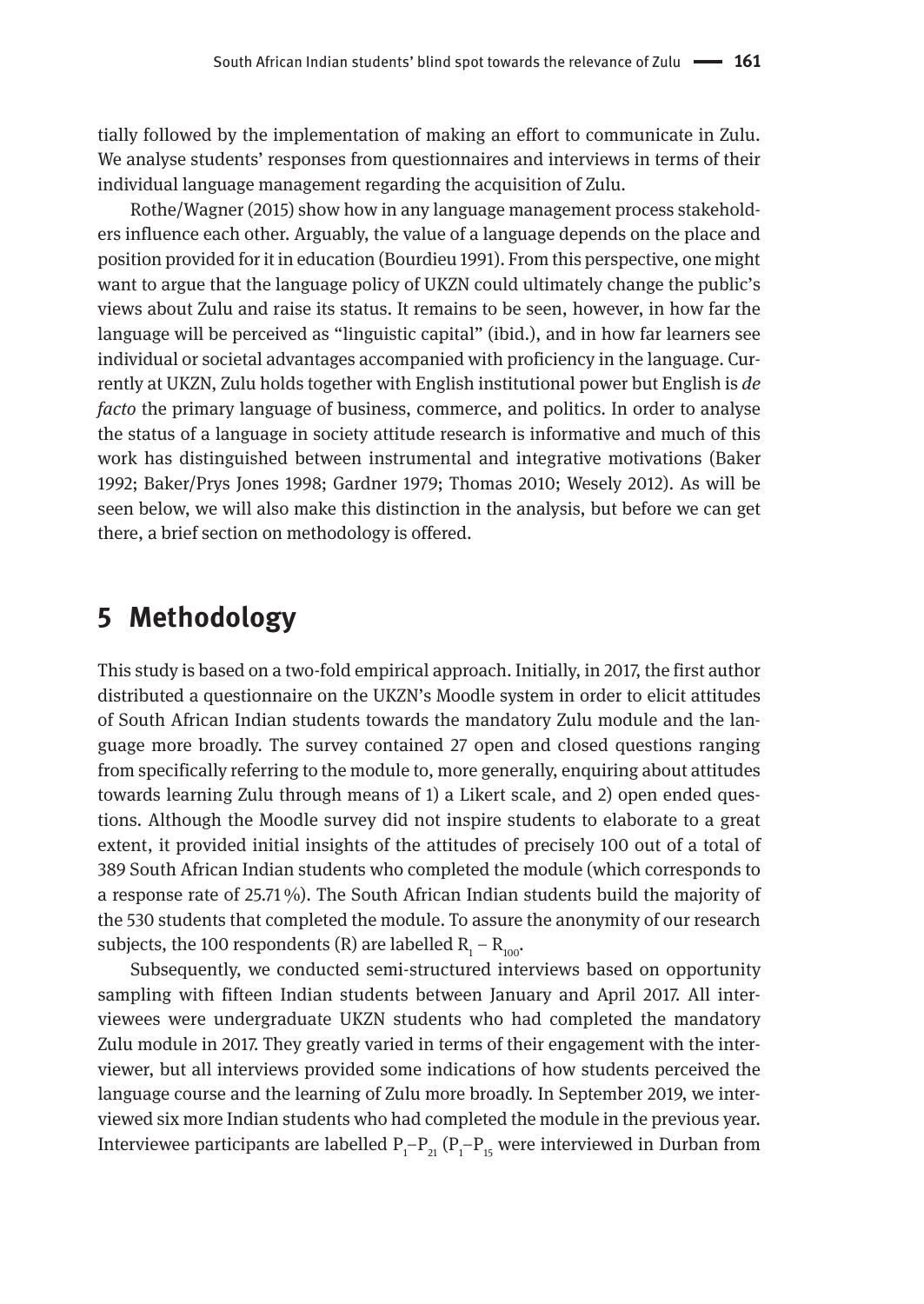tially followed by the implementation of making an effort to communicate in Zulu. We analyse students' responses from questionnaires and interviews in terms of their individual language management regarding the acquisition of Zulu.

Rothe/Wagner (2015) show how in any language management process stakeholders influence each other. Arguably, the value of a language depends on the place and position provided for it in education (Bourdieu 1991). From this perspective, one might want to argue that the language policy of UKZN could ultimately change the public's views about Zulu and raise its status. It remains to be seen, however, in how far the language will be perceived as "linguistic capital" (ibid.), and in how far learners see individual or societal advantages accompanied with proficiency in the language. Currently at UKZN, Zulu holds together with English institutional power but English is *de facto* the primary language of business, commerce, and politics. In order to analyse the status of a language in society attitude research is informative and much of this work has distinguished between instrumental and integrative motivations (Baker 1992; Baker/Prys Jones 1998; Gardner 1979; Thomas 2010; Wesely 2012). As will be seen below, we will also make this distinction in the analysis, but before we can get there, a brief section on methodology is offered.

## 5 Methodology

This study is based on a two-fold empirical approach. Initially, in 2017, the first author distributed a questionnaire on the UKZN's Moodle system in order to elicit attitudes of South African Indian students towards the mandatory Zulu module and the language more broadly. The survey contained 27 open and closed questions ranging from specifically referring to the module to, more generally, enquiring about attitudes towards learning Zulu through means of 1) a Likert scale, and 2) open ended questions. Although the Moodle survey did not inspire students to elaborate to a great extent, it provided initial insights of the attitudes of precisely 100 out of a total of 389 South African Indian students who completed the module (which corresponds to a response rate of 25.71 %). The South African Indian students build the majority of the 530 students that completed the module. To assure the anonymity of our research subjects, the 100 respondents (R) are labelled $R_1 – R_{100}$.

Subsequently, we conducted semi-structured interviews based on opportunity sampling with fifteen Indian students between January and April 2017. All interviewees were undergraduate UKZN students who had completed the mandatory Zulu module in 2017. They greatly varied in terms of their engagement with the interviewer, but all interviews provided some indications of how students perceived the language course and the learning of Zulu more broadly. In September 2019, we interviewed six more Indian students who had completed the module in the previous year. Interviewee participants are labelled $P_1$–$P_{21}$ ($P_1$–$P_{15}$ were interviewed in Durban from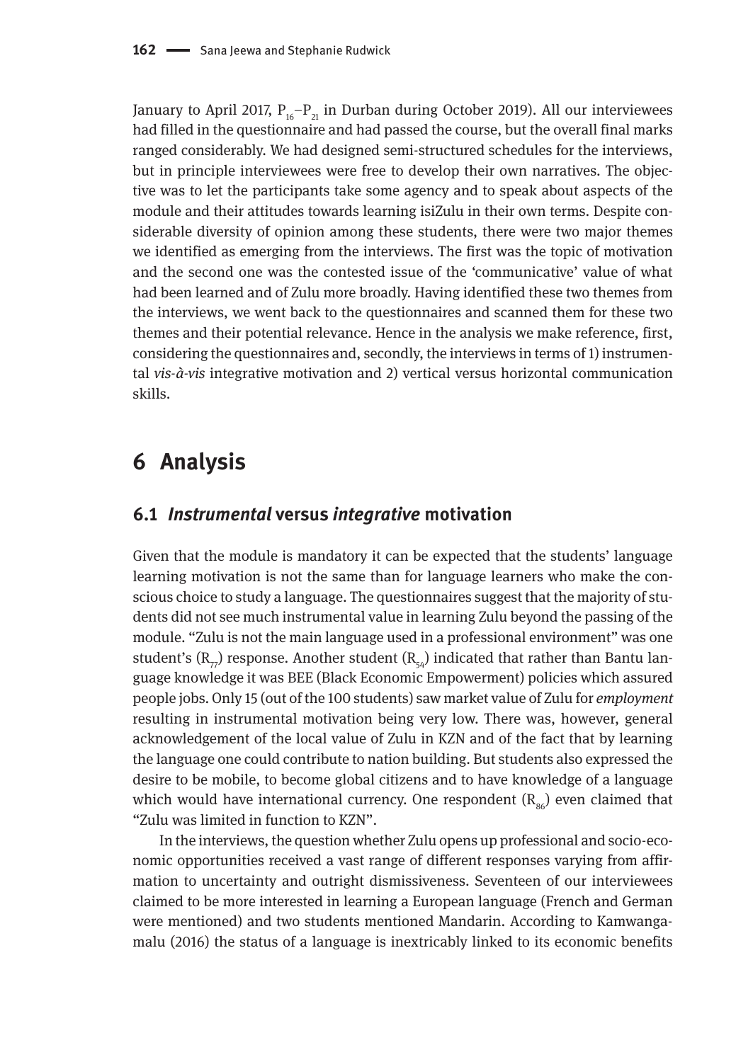January to April 2017, $P_{16}$–$P_{21}$ in Durban during October 2019). All our interviewees had filled in the questionnaire and had passed the course, but the overall final marks ranged considerably. We had designed semi-structured schedules for the interviews, but in principle interviewees were free to develop their own narratives. The objective was to let the participants take some agency and to speak about aspects of the module and their attitudes towards learning isiZulu in their own terms. Despite considerable diversity of opinion among these students, there were two major themes we identified as emerging from the interviews. The first was the topic of motivation and the second one was the contested issue of the 'communicative' value of what had been learned and of Zulu more broadly. Having identified these two themes from the interviews, we went back to the questionnaires and scanned them for these two themes and their potential relevance. Hence in the analysis we make reference, first, considering the questionnaires and, secondly, the interviews in terms of 1) instrumental *vis-à-vis* integrative motivation and 2) vertical versus horizontal communication skills.

# 6 Analysis

## 6.1 *Instrumental* versus *integrative* motivation

Given that the module is mandatory it can be expected that the students' language learning motivation is not the same than for language learners who make the conscious choice to study a language. The questionnaires suggest that the majority of students did not see much instrumental value in learning Zulu beyond the passing of the module. "Zulu is not the main language used in a professional environment" was one student's ($R_{77}$) response. Another student ($R_{54}$) indicated that rather than Bantu language knowledge it was BEE (Black Economic Empowerment) policies which assured people jobs. Only 15 (out of the 100 students) saw market value of Zulu for *employment* resulting in instrumental motivation being very low. There was, however, general acknowledgement of the local value of Zulu in KZN and of the fact that by learning the language one could contribute to nation building. But students also expressed the desire to be mobile, to become global citizens and to have knowledge of a language which would have international currency. One respondent ($R_{86}$) even claimed that "Zulu was limited in function to KZN".

In the interviews, the question whether Zulu opens up professional and socio-economic opportunities received a vast range of different responses varying from affirmation to uncertainty and outright dismissiveness. Seventeen of our interviewees claimed to be more interested in learning a European language (French and German were mentioned) and two students mentioned Mandarin. According to Kamwangamalu (2016) the status of a language is inextricably linked to its economic benefits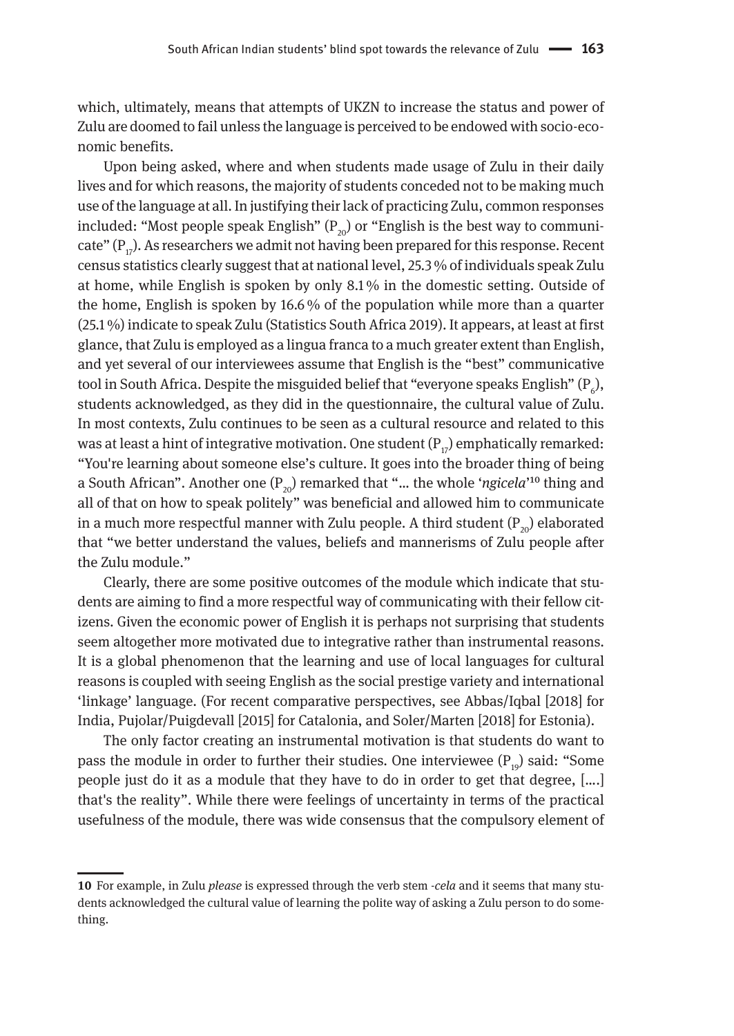which, ultimately, means that attempts of UKZN to increase the status and power of Zulu are doomed to fail unless the language is perceived to be endowed with socio-economic benefits.

Upon being asked, where and when students made usage of Zulu in their daily lives and for which reasons, the majority of students conceded not to be making much use of the language at all. In justifying their lack of practicing Zulu, common responses included: "Most people speak English" ($P_{20}$) or "English is the best way to communicate" ($P_{17}$). As researchers we admit not having been prepared for this response. Recent census statistics clearly suggest that at national level, 25.3 % of individuals speak Zulu at home, while English is spoken by only 8.1 % in the domestic setting. Outside of the home, English is spoken by 16.6 % of the population while more than a quarter (25.1 %) indicate to speak Zulu (Statistics South Africa 2019). It appears, at least at first glance, that Zulu is employed as a lingua franca to a much greater extent than English, and yet several of our interviewees assume that English is the "best" communicative tool in South Africa. Despite the misguided belief that "everyone speaks English" ($P_{6}$), students acknowledged, as they did in the questionnaire, the cultural value of Zulu. In most contexts, Zulu continues to be seen as a cultural resource and related to this was at least a hint of integrative motivation. One student ($P_{17}$) emphatically remarked: "You're learning about someone else's culture. It goes into the broader thing of being a South African". Another one ($P_{20}$) remarked that "... the whole '*ngicela*'[10] thing and all of that on how to speak politely" was beneficial and allowed him to communicate in a much more respectful manner with Zulu people. A third student ($P_{20}$) elaborated that "we better understand the values, beliefs and mannerisms of Zulu people after the Zulu module."

Clearly, there are some positive outcomes of the module which indicate that students are aiming to find a more respectful way of communicating with their fellow citizens. Given the economic power of English it is perhaps not surprising that students seem altogether more motivated due to integrative rather than instrumental reasons. It is a global phenomenon that the learning and use of local languages for cultural reasons is coupled with seeing English as the social prestige variety and international 'linkage' language. (For recent comparative perspectives, see Abbas/Iqbal [2018] for India, Pujolar/Puigdevall [2015] for Catalonia, and Soler/Marten [2018] for Estonia).

The only factor creating an instrumental motivation is that students do want to pass the module in order to further their studies. One interviewee ($P_{19}$) said: "Some people just do it as a module that they have to do in order to get that degree, [....] that's the reality". While there were feelings of uncertainty in terms of the practical usefulness of the module, there was wide consensus that the compulsory element of

---

**10** For example, in Zulu *please* is expressed through the verb stem *-cela* and it seems that many students acknowledged the cultural value of learning the polite way of asking a Zulu person to do something.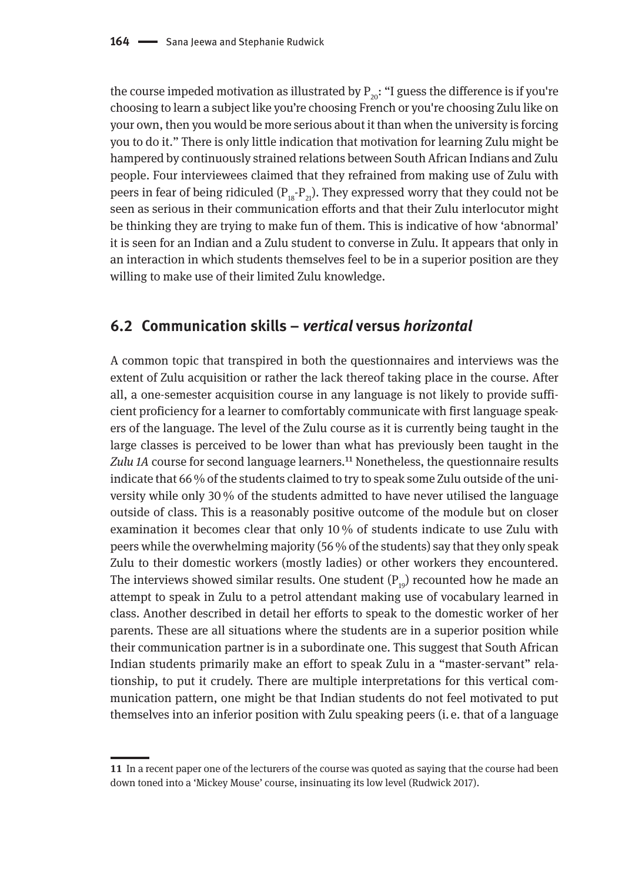the course impeded motivation as illustrated by $P_{20}$: "I guess the difference is if you're choosing to learn a subject like you're choosing French or you're choosing Zulu like on your own, then you would be more serious about it than when the university is forcing you to do it." There is only little indication that motivation for learning Zulu might be hampered by continuously strained relations between South African Indians and Zulu people. Four interviewees claimed that they refrained from making use of Zulu with peers in fear of being ridiculed ($P_{18}$-$P_{21}$). They expressed worry that they could not be seen as serious in their communication efforts and that their Zulu interlocutor might be thinking they are trying to make fun of them. This is indicative of how 'abnormal' it is seen for an Indian and a Zulu student to converse in Zulu. It appears that only in an interaction in which students themselves feel to be in a superior position are they willing to make use of their limited Zulu knowledge.

## 6.2 Communication skills – *vertical* versus *horizontal*

A common topic that transpired in both the questionnaires and interviews was the extent of Zulu acquisition or rather the lack thereof taking place in the course. After all, a one-semester acquisition course in any language is not likely to provide sufficient proficiency for a learner to comfortably communicate with first language speakers of the language. The level of the Zulu course as it is currently being taught in the large classes is perceived to be lower than what has previously been taught in the *Zulu 1A* course for second language learners.[11] Nonetheless, the questionnaire results indicate that 66 % of the students claimed to try to speak some Zulu outside of the university while only 30 % of the students admitted to have never utilised the language outside of class. This is a reasonably positive outcome of the module but on closer examination it becomes clear that only 10 % of students indicate to use Zulu with peers while the overwhelming majority (56 % of the students) say that they only speak Zulu to their domestic workers (mostly ladies) or other workers they encountered. The interviews showed similar results. One student ($P_{19}$) recounted how he made an attempt to speak in Zulu to a petrol attendant making use of vocabulary learned in class. Another described in detail her efforts to speak to the domestic worker of her parents. These are all situations where the students are in a superior position while their communication partner is in a subordinate one. This suggest that South African Indian students primarily make an effort to speak Zulu in a "master-servant" relationship, to put it crudely. There are multiple interpretations for this vertical communication pattern, one might be that Indian students do not feel motivated to put themselves into an inferior position with Zulu speaking peers (i. e. that of a language

---

**11** In a recent paper one of the lecturers of the course was quoted as saying that the course had been down toned into a 'Mickey Mouse' course, insinuating its low level (Rudwick 2017).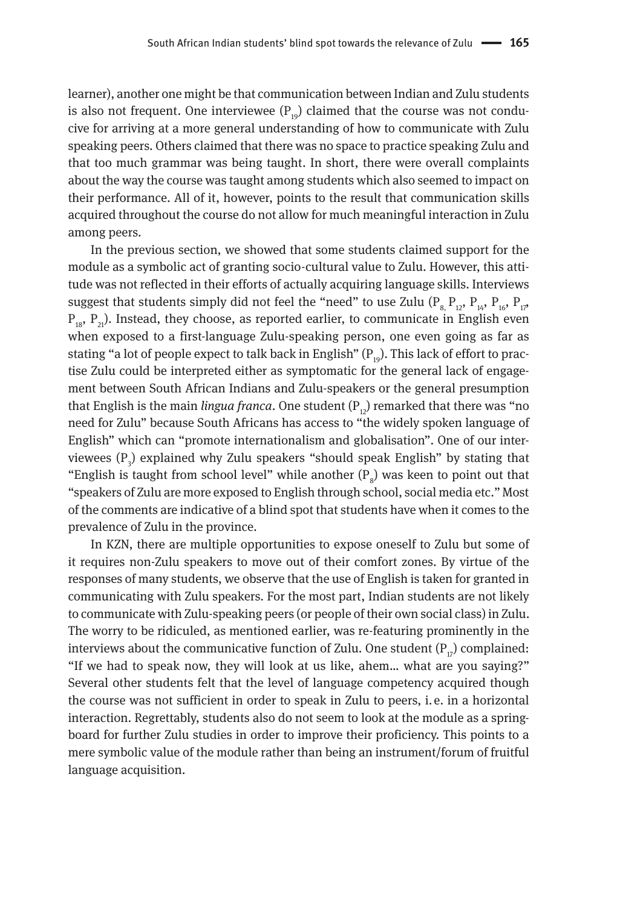learner), another one might be that communication between Indian and Zulu students is also not frequent. One interviewee ($P_{19}$) claimed that the course was not conducive for arriving at a more general understanding of how to communicate with Zulu speaking peers. Others claimed that there was no space to practice speaking Zulu and that too much grammar was being taught. In short, there were overall complaints about the way the course was taught among students which also seemed to impact on their performance. All of it, however, points to the result that communication skills acquired throughout the course do not allow for much meaningful interaction in Zulu among peers.

In the previous section, we showed that some students claimed support for the module as a symbolic act of granting socio-cultural value to Zulu. However, this attitude was not reflected in their efforts of actually acquiring language skills. Interviews suggest that students simply did not feel the "need" to use Zulu ($P_{8,}$ $P_{12}$, $P_{14}$, $P_{16}$, $P_{17}$, $P_{18}$, $P_{21}$). Instead, they choose, as reported earlier, to communicate in English even when exposed to a first-language Zulu-speaking person, one even going as far as stating "a lot of people expect to talk back in English" ($P_{19}$). This lack of effort to practise Zulu could be interpreted either as symptomatic for the general lack of engagement between South African Indians and Zulu-speakers or the general presumption that English is the main *lingua franca*. One student ($P_{12}$) remarked that there was "no need for Zulu" because South Africans has access to "the widely spoken language of English" which can "promote internationalism and globalisation". One of our interviewees ($P_3$) explained why Zulu speakers "should speak English" by stating that "English is taught from school level" while another ($P_8$) was keen to point out that "speakers of Zulu are more exposed to English through school, social media etc." Most of the comments are indicative of a blind spot that students have when it comes to the prevalence of Zulu in the province.

In KZN, there are multiple opportunities to expose oneself to Zulu but some of it requires non-Zulu speakers to move out of their comfort zones. By virtue of the responses of many students, we observe that the use of English is taken for granted in communicating with Zulu speakers. For the most part, Indian students are not likely to communicate with Zulu-speaking peers (or people of their own social class) in Zulu. The worry to be ridiculed, as mentioned earlier, was re-featuring prominently in the interviews about the communicative function of Zulu. One student ($P_{17}$) complained: "If we had to speak now, they will look at us like, ahem… what are you saying?" Several other students felt that the level of language competency acquired though the course was not sufficient in order to speak in Zulu to peers, i. e. in a horizontal interaction. Regrettably, students also do not seem to look at the module as a springboard for further Zulu studies in order to improve their proficiency. This points to a mere symbolic value of the module rather than being an instrument/forum of fruitful language acquisition.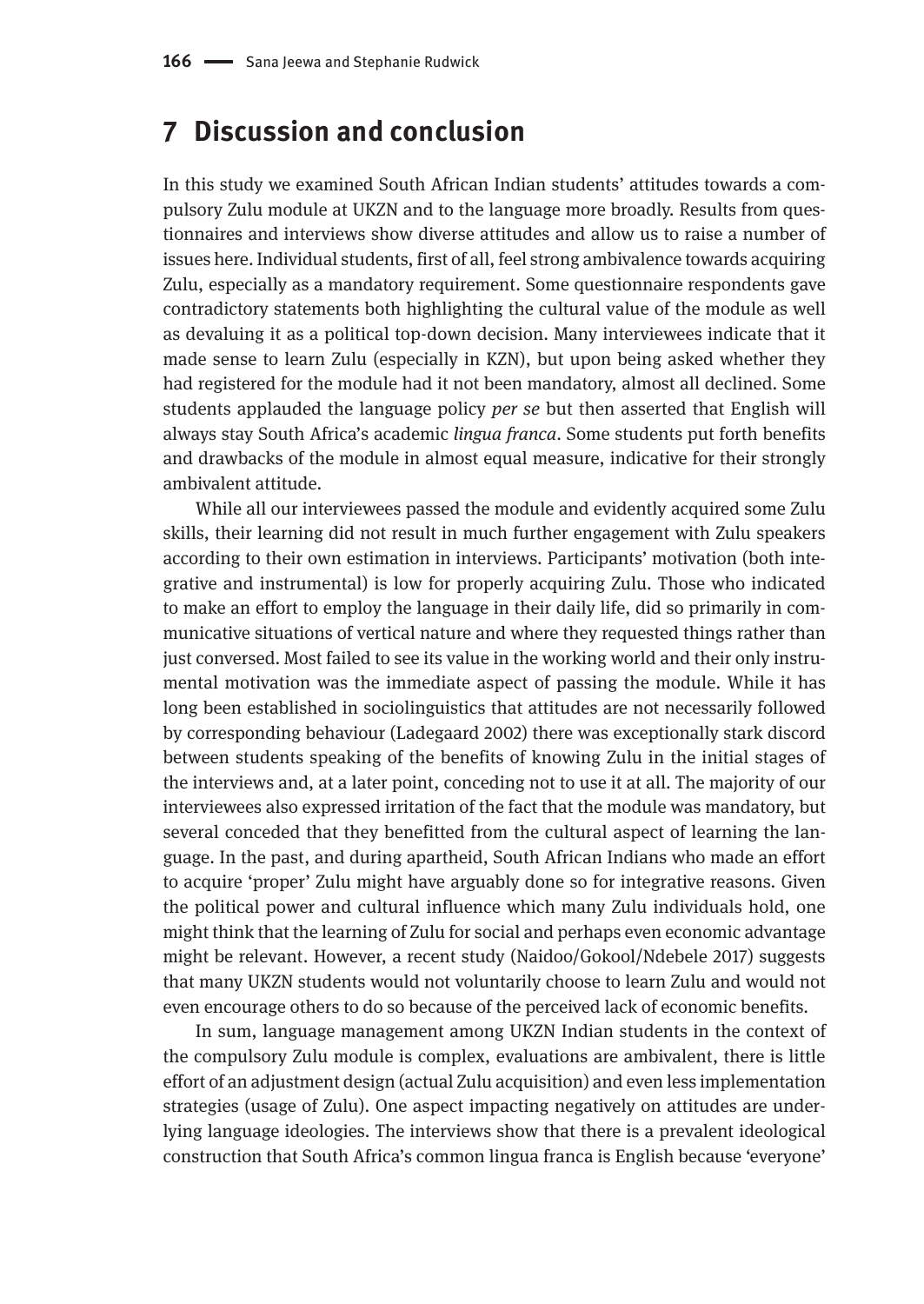## 7 Discussion and conclusion

In this study we examined South African Indian students' attitudes towards a compulsory Zulu module at UKZN and to the language more broadly. Results from questionnaires and interviews show diverse attitudes and allow us to raise a number of issues here. Individual students, first of all, feel strong ambivalence towards acquiring Zulu, especially as a mandatory requirement. Some questionnaire respondents gave contradictory statements both highlighting the cultural value of the module as well as devaluing it as a political top-down decision. Many interviewees indicate that it made sense to learn Zulu (especially in KZN), but upon being asked whether they had registered for the module had it not been mandatory, almost all declined. Some students applauded the language policy *per se* but then asserted that English will always stay South Africa's academic *lingua franca*. Some students put forth benefits and drawbacks of the module in almost equal measure, indicative for their strongly ambivalent attitude.

While all our interviewees passed the module and evidently acquired some Zulu skills, their learning did not result in much further engagement with Zulu speakers according to their own estimation in interviews. Participants' motivation (both integrative and instrumental) is low for properly acquiring Zulu. Those who indicated to make an effort to employ the language in their daily life, did so primarily in communicative situations of vertical nature and where they requested things rather than just conversed. Most failed to see its value in the working world and their only instrumental motivation was the immediate aspect of passing the module. While it has long been established in sociolinguistics that attitudes are not necessarily followed by corresponding behaviour (Ladegaard 2002) there was exceptionally stark discord between students speaking of the benefits of knowing Zulu in the initial stages of the interviews and, at a later point, conceding not to use it at all. The majority of our interviewees also expressed irritation of the fact that the module was mandatory, but several conceded that they benefitted from the cultural aspect of learning the language. In the past, and during apartheid, South African Indians who made an effort to acquire 'proper' Zulu might have arguably done so for integrative reasons. Given the political power and cultural influence which many Zulu individuals hold, one might think that the learning of Zulu for social and perhaps even economic advantage might be relevant. However, a recent study (Naidoo/Gokool/Ndebele 2017) suggests that many UKZN students would not voluntarily choose to learn Zulu and would not even encourage others to do so because of the perceived lack of economic benefits.

In sum, language management among UKZN Indian students in the context of the compulsory Zulu module is complex, evaluations are ambivalent, there is little effort of an adjustment design (actual Zulu acquisition) and even less implementation strategies (usage of Zulu). One aspect impacting negatively on attitudes are underlying language ideologies. The interviews show that there is a prevalent ideological construction that South Africa's common lingua franca is English because 'everyone'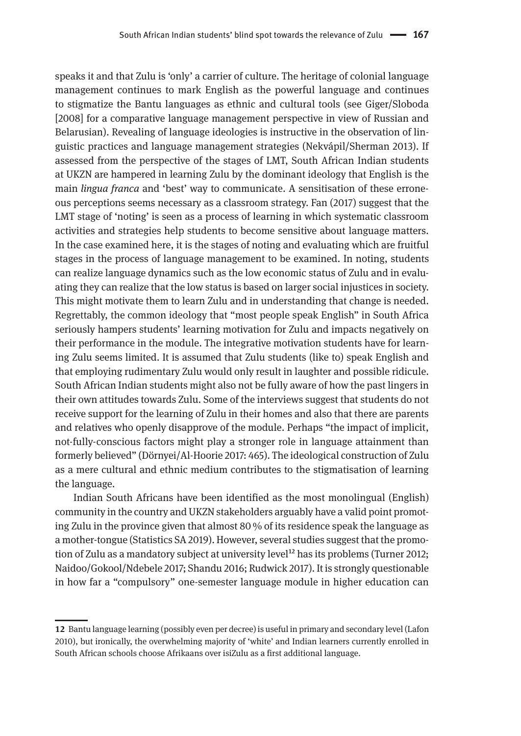speaks it and that Zulu is 'only' a carrier of culture. The heritage of colonial language management continues to mark English as the powerful language and continues to stigmatize the Bantu languages as ethnic and cultural tools (see Giger/Sloboda [2008] for a comparative language management perspective in view of Russian and Belarusian). Revealing of language ideologies is instructive in the observation of linguistic practices and language management strategies (Nekvápil/Sherman 2013). If assessed from the perspective of the stages of LMT, South African Indian students at UKZN are hampered in learning Zulu by the dominant ideology that English is the main *lingua franca* and 'best' way to communicate. A sensitisation of these erroneous perceptions seems necessary as a classroom strategy. Fan (2017) suggest that the LMT stage of 'noting' is seen as a process of learning in which systematic classroom activities and strategies help students to become sensitive about language matters. In the case examined here, it is the stages of noting and evaluating which are fruitful stages in the process of language management to be examined. In noting, students can realize language dynamics such as the low economic status of Zulu and in evaluating they can realize that the low status is based on larger social injustices in society. This might motivate them to learn Zulu and in understanding that change is needed. Regrettably, the common ideology that "most people speak English" in South Africa seriously hampers students' learning motivation for Zulu and impacts negatively on their performance in the module. The integrative motivation students have for learning Zulu seems limited. It is assumed that Zulu students (like to) speak English and that employing rudimentary Zulu would only result in laughter and possible ridicule. South African Indian students might also not be fully aware of how the past lingers in their own attitudes towards Zulu. Some of the interviews suggest that students do not receive support for the learning of Zulu in their homes and also that there are parents and relatives who openly disapprove of the module. Perhaps "the impact of implicit, not-fully-conscious factors might play a stronger role in language attainment than formerly believed" (Dörnyei/Al-Hoorie 2017: 465). The ideological construction of Zulu as a mere cultural and ethnic medium contributes to the stigmatisation of learning the language.

Indian South Africans have been identified as the most monolingual (English) community in the country and UKZN stakeholders arguably have a valid point promoting Zulu in the province given that almost 80 % of its residence speak the language as a mother-tongue (Statistics SA 2019). However, several studies suggest that the promotion of Zulu as a mandatory subject at university level[12] has its problems (Turner 2012; Naidoo/Gokool/Ndebele 2017; Shandu 2016; Rudwick 2017). It is strongly questionable in how far a "compulsory" one-semester language module in higher education can

---

**12** Bantu language learning (possibly even per decree) is useful in primary and secondary level (Lafon 2010), but ironically, the overwhelming majority of 'white' and Indian learners currently enrolled in South African schools choose Afrikaans over isiZulu as a first additional language.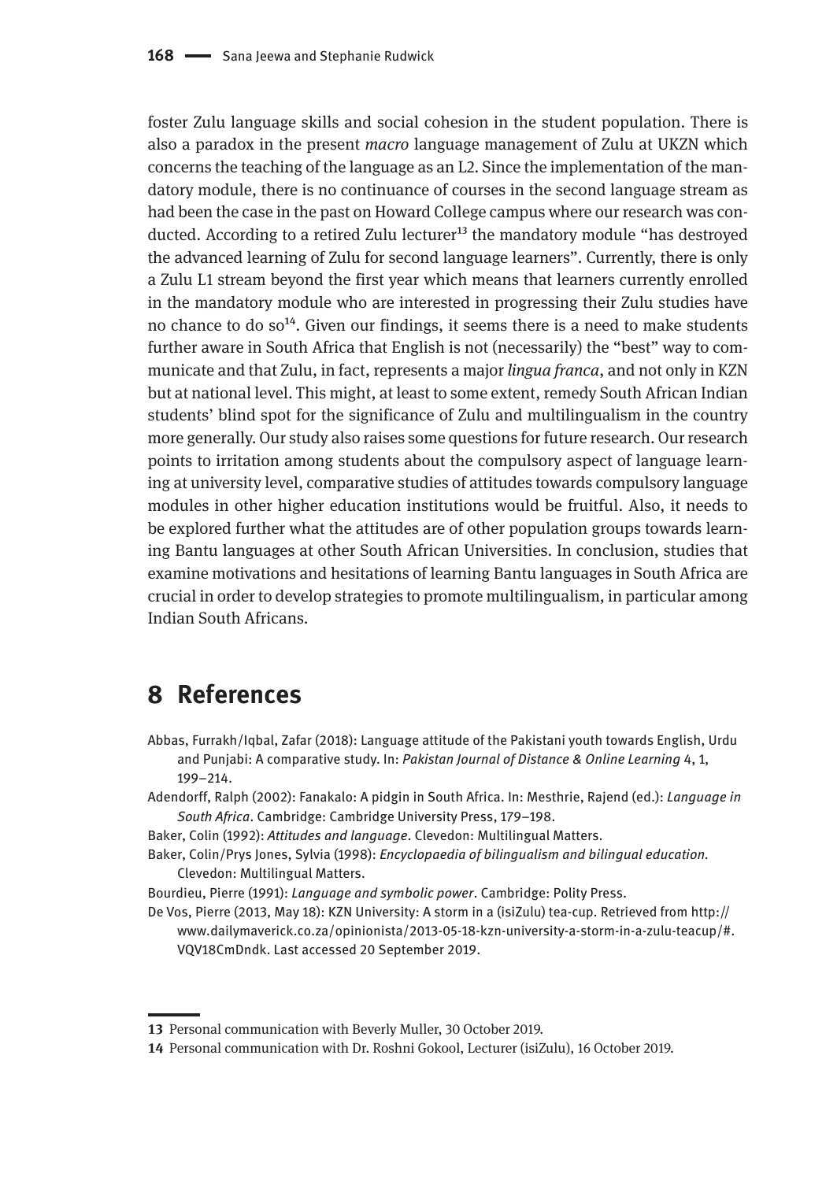foster Zulu language skills and social cohesion in the student population. There is also a paradox in the present *macro* language management of Zulu at UKZN which concerns the teaching of the language as an L2. Since the implementation of the mandatory module, there is no continuance of courses in the second language stream as had been the case in the past on Howard College campus where our research was conducted. According to a retired Zulu lecturer[13] the mandatory module "has destroyed the advanced learning of Zulu for second language learners". Currently, there is only a Zulu L1 stream beyond the first year which means that learners currently enrolled in the mandatory module who are interested in progressing their Zulu studies have no chance to do so[14]. Given our findings, it seems there is a need to make students further aware in South Africa that English is not (necessarily) the "best" way to communicate and that Zulu, in fact, represents a major *lingua franca*, and not only in KZN but at national level. This might, at least to some extent, remedy South African Indian students' blind spot for the significance of Zulu and multilingualism in the country more generally. Our study also raises some questions for future research. Our research points to irritation among students about the compulsory aspect of language learning at university level, comparative studies of attitudes towards compulsory language modules in other higher education institutions would be fruitful. Also, it needs to be explored further what the attitudes are of other population groups towards learning Bantu languages at other South African Universities. In conclusion, studies that examine motivations and hesitations of learning Bantu languages in South Africa are crucial in order to develop strategies to promote multilingualism, in particular among Indian South Africans.

# 8 References

Abbas, Furrakh/Iqbal, Zafar (2018): Language attitude of the Pakistani youth towards English, Urdu and Punjabi: A comparative study. In: *Pakistan Journal of Distance & Online Learning* 4, 1, 199–214.

Adendorff, Ralph (2002): Fanakalo: A pidgin in South Africa. In: Mesthrie, Rajend (ed.): *Language in South Africa*. Cambridge: Cambridge University Press, 179–198.

Baker, Colin (1992): *Attitudes and language*. Clevedon: Multilingual Matters.

Baker, Colin/Prys Jones, Sylvia (1998): *Encyclopaedia of bilingualism and bilingual education*. Clevedon: Multilingual Matters.

Bourdieu, Pierre (1991): *Language and symbolic power*. Cambridge: Polity Press.

De Vos, Pierre (2013, May 18): KZN University: A storm in a (isiZulu) tea-cup. Retrieved from http://www.dailymaverick.co.za/opinionista/2013-05-18-kzn-university-a-storm-in-a-zulu-teacup/#.VQV18CmDndk. Last accessed 20 September 2019.

---

13 Personal communication with Beverly Muller, 30 October 2019.

14 Personal communication with Dr. Roshni Gokool, Lecturer (isiZulu), 16 October 2019.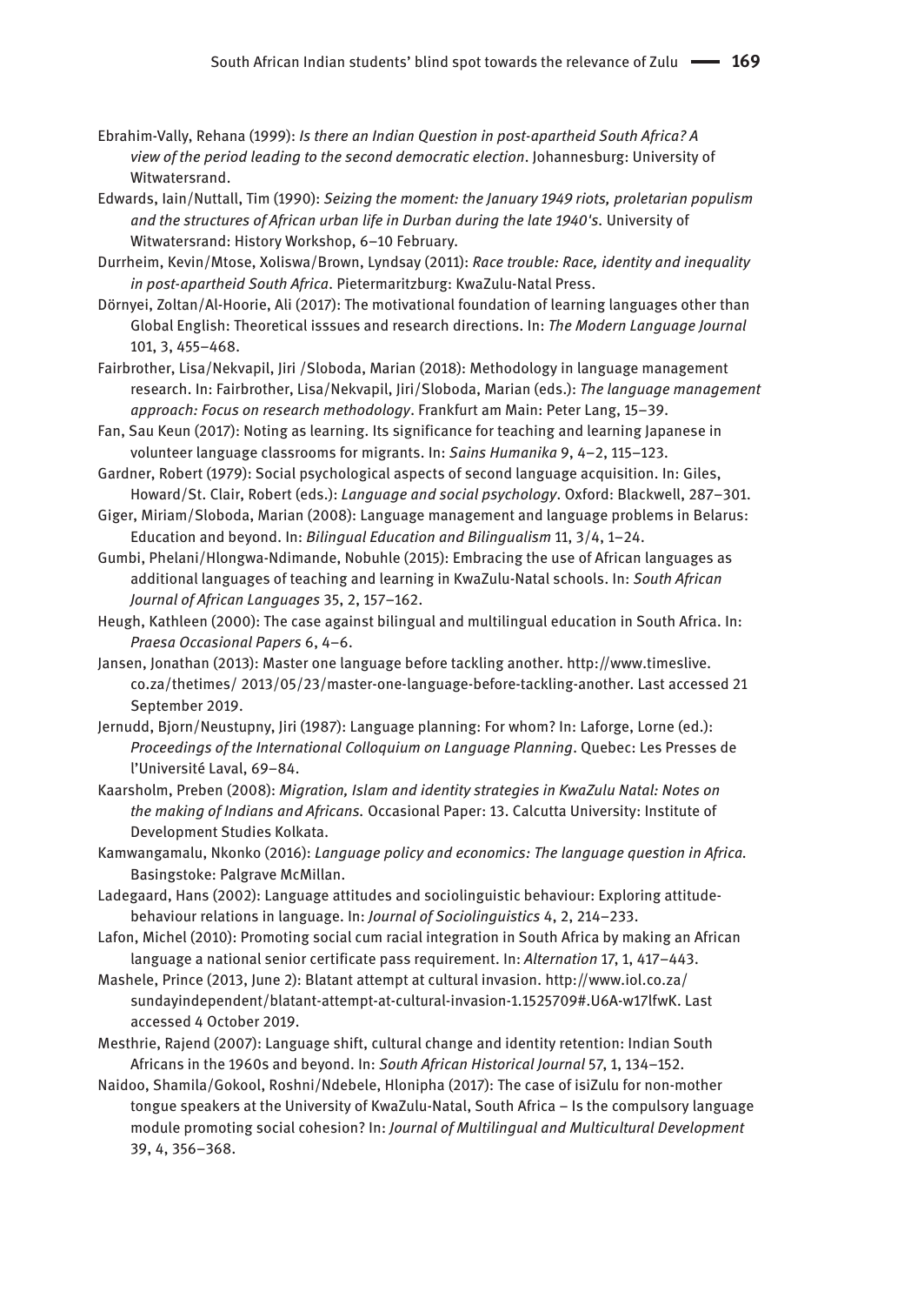Ebrahim-Vally, Rehana (1999): *Is there an Indian Question in post-apartheid South Africa? A view of the period leading to the second democratic election*. Johannesburg: University of Witwatersrand.

Edwards, Iain/Nuttall, Tim (1990): *Seizing the moment: the January 1949 riots, proletarian populism and the structures of African urban life in Durban during the late 1940's*. University of Witwatersrand: History Workshop, 6–10 February.

Durrheim, Kevin/Mtose, Xoliswa/Brown, Lyndsay (2011): *Race trouble: Race, identity and inequality in post-apartheid South Africa*. Pietermaritzburg: KwaZulu-Natal Press.

Dörnyei, Zoltan/Al-Hoorie, Ali (2017): The motivational foundation of learning languages other than Global English: Theoretical isssues and research directions. In: *The Modern Language Journal* 101, 3, 455–468.

Fairbrother, Lisa/Nekvapil, Jiri /Sloboda, Marian (2018): Methodology in language management research. In: Fairbrother, Lisa/Nekvapil, Jiri/Sloboda, Marian (eds.): *The language management approach: Focus on research methodology*. Frankfurt am Main: Peter Lang, 15–39.

Fan, Sau Keun (2017): Noting as learning. Its significance for teaching and learning Japanese in volunteer language classrooms for migrants. In: *Sains Humanika* 9, 4–2, 115–123.

Gardner, Robert (1979): Social psychological aspects of second language acquisition. In: Giles, Howard/St. Clair, Robert (eds.): *Language and social psychology*. Oxford: Blackwell, 287–301.

Giger, Miriam/Sloboda, Marian (2008): Language management and language problems in Belarus: Education and beyond. In: *Bilingual Education and Bilingualism* 11, 3/4, 1–24.

Gumbi, Phelani/Hlongwa-Ndimande, Nobuhle (2015): Embracing the use of African languages as additional languages of teaching and learning in KwaZulu-Natal schools. In: *South African Journal of African Languages* 35, 2, 157–162.

Heugh, Kathleen (2000): The case against bilingual and multilingual education in South Africa. In: *Praesa Occasional Papers* 6, 4–6.

Jansen, Jonathan (2013): Master one language before tackling another. http://www.timeslive.co.za/thetimes/ 2013/05/23/master-one-language-before-tackling-another. Last accessed 21 September 2019.

Jernudd, Bjorn/Neustupny, Jiri (1987): Language planning: For whom? In: Laforge, Lorne (ed.): *Proceedings of the International Colloquium on Language Planning*. Quebec: Les Presses de l'Université Laval, 69–84.

Kaarsholm, Preben (2008): *Migration, Islam and identity strategies in KwaZulu Natal: Notes on the making of Indians and Africans.* Occasional Paper: 13. Calcutta University: Institute of Development Studies Kolkata.

Kamwangamalu, Nkonko (2016): *Language policy and economics: The language question in Africa.* Basingstoke: Palgrave McMillan.

Ladegaard, Hans (2002): Language attitudes and sociolinguistic behaviour: Exploring attitude-behaviour relations in language. In: *Journal of Sociolinguistics* 4, 2, 214–233.

Lafon, Michel (2010): Promoting social cum racial integration in South Africa by making an African language a national senior certificate pass requirement. In: *Alternation* 17, 1, 417–443.

Mashele, Prince (2013, June 2): Blatant attempt at cultural invasion. http://www.iol.co.za/sundayindependent/blatant-attempt-at-cultural-invasion-1.1525709#.U6A-w17lfwK. Last accessed 4 October 2019.

Mesthrie, Rajend (2007): Language shift, cultural change and identity retention: Indian South Africans in the 1960s and beyond. In: *South African Historical Journal* 57, 1, 134–152.

Naidoo, Shamila/Gokool, Roshni/Ndebele, Hlonipha (2017): The case of isiZulu for non-mother tongue speakers at the University of KwaZulu-Natal, South Africa – Is the compulsory language module promoting social cohesion? In: *Journal of Multilingual and Multicultural Development* 39, 4, 356–368.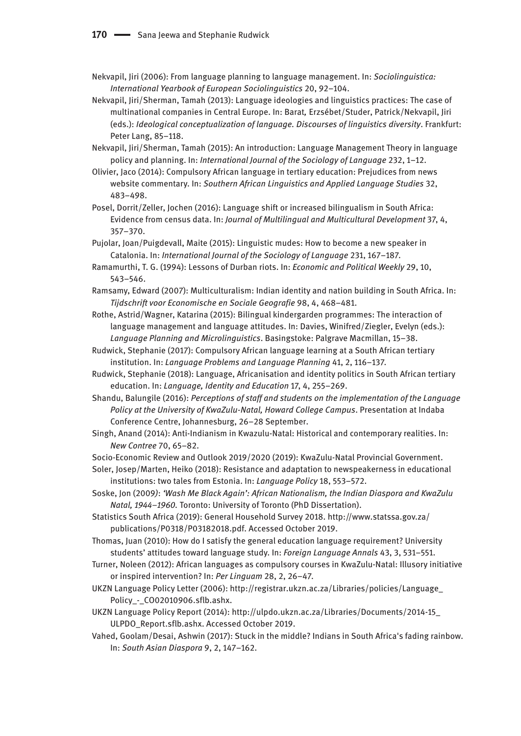Nekvapil, Jiri (2006): From language planning to language management. In: *Sociolinguistica: International Yearbook of European Sociolinguistics* 20, 92–104.

Nekvapil, Jiri/Sherman, Tamah (2013): Language ideologies and linguistics practices: The case of multinational companies in Central Europe. In: Barat, Erzsébet/Studer, Patrick/Nekvapil, Jiri (eds.): *Ideological conceptualization of language. Discourses of linguistics diversity*. Frankfurt: Peter Lang, 85–118.

Nekvapil, Jiri/Sherman, Tamah (2015): An introduction: Language Management Theory in language policy and planning. In: *International Journal of the Sociology of Language* 232, 1–12.

Olivier, Jaco (2014): Compulsory African language in tertiary education: Prejudices from news website commentary. In: *Southern African Linguistics and Applied Language Studies* 32, 483–498.

Posel, Dorrit/Zeller, Jochen (2016): Language shift or increased bilingualism in South Africa: Evidence from census data. In: *Journal of Multilingual and Multicultural Development* 37, 4, 357–370.

Pujolar, Joan/Puigdevall, Maite (2015): Linguistic mudes: How to become a new speaker in Catalonia. In: *International Journal of the Sociology of Language* 231, 167–187.

Ramamurthi, T. G. (1994): Lessons of Durban riots. In: *Economic and Political Weekly* 29, 10, 543–546.

Ramsamy, Edward (2007): Multiculturalism: Indian identity and nation building in South Africa. In: *Tijdschrift voor Economische en Sociale Geografie* 98, 4, 468–481.

Rothe, Astrid/Wagner, Katarina (2015): Bilingual kindergarden programmes: The interaction of language management and language attitudes. In: Davies, Winifred/Ziegler, Evelyn (eds.): *Language Planning and Microlinguistics*. Basingstoke: Palgrave Macmillan, 15–38.

Rudwick, Stephanie (2017): Compulsory African language learning at a South African tertiary institution. In: *Language Problems and Language Planning* 41, 2, 116–137.

Rudwick, Stephanie (2018): Language, Africanisation and identity politics in South African tertiary education. In: *Language, Identity and Education* 17, 4, 255–269.

Shandu, Balungile (2016): *Perceptions of staff and students on the implementation of the Language Policy at the University of KwaZulu-Natal, Howard College Campus*. Presentation at Indaba Conference Centre, Johannesburg, 26–28 September.

Singh, Anand (2014): Anti-Indianism in Kwazulu-Natal: Historical and contemporary realities. In: *New Contree* 70, 65–82.

Socio-Economic Review and Outlook 2019/2020 (2019): KwaZulu-Natal Provincial Government.

Soler, Josep/Marten, Heiko (2018): Resistance and adaptation to newspeakerness in educational institutions: two tales from Estonia. In: *Language Policy* 18, 553–572.

Soske, Jon (2009): *'Wash Me Black Again': African Nationalism, the Indian Diaspora and KwaZulu Natal, 1944–1960.* Toronto: University of Toronto (PhD Dissertation).

Statistics South Africa (2019): General Household Survey 2018. http://www.statssa.gov.za/publications/P0318/P03182018.pdf. Accessed October 2019.

Thomas, Juan (2010): How do I satisfy the general education language requirement? University students' attitudes toward language study. In: *Foreign Language Annals* 43, 3, 531–551.

Turner, Noleen (2012): African languages as compulsory courses in KwaZulu-Natal: Illusory initiative or inspired intervention? In: *Per Linguam* 28, 2, 26–47.

UKZN Language Policy Letter (2006): http://registrar.ukzn.ac.za/Libraries/policies/Language_Policy_-_CO02010906.sflb.ashx.

UKZN Language Policy Report (2014): http://ulpdo.ukzn.ac.za/Libraries/Documents/2014-15_ULPDO_Report.sflb.ashx. Accessed October 2019.

Vahed, Goolam/Desai, Ashwin (2017): Stuck in the middle? Indians in South Africa's fading rainbow. In: *South Asian Diaspora* 9, 2, 147–162.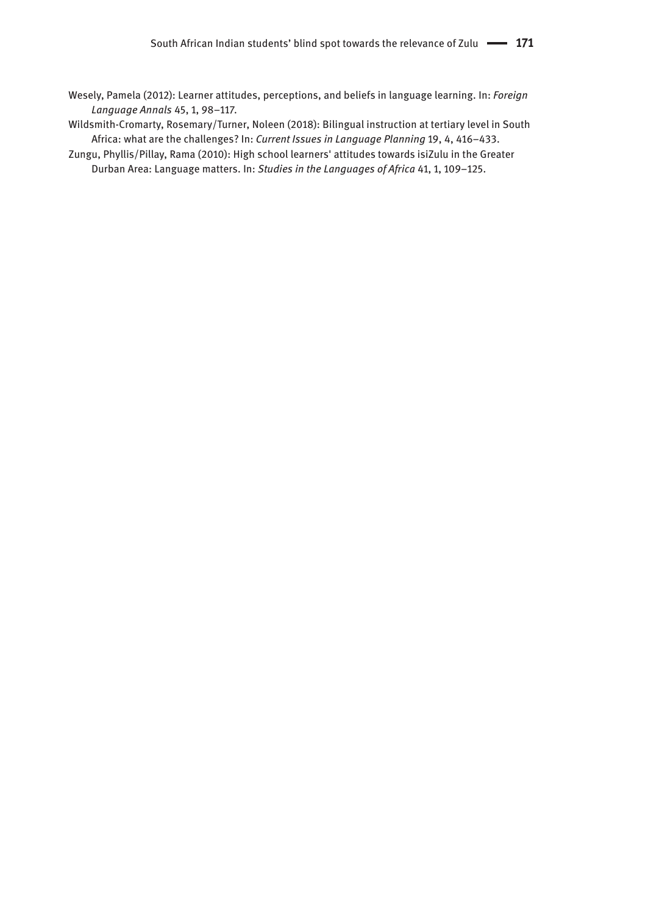Wesely, Pamela (2012): Learner attitudes, perceptions, and beliefs in language learning. In: *Foreign Language Annals* 45, 1, 98–117.

Wildsmith-Cromarty, Rosemary/Turner, Noleen (2018): Bilingual instruction at tertiary level in South Africa: what are the challenges? In: *Current Issues in Language Planning* 19, 4, 416–433.

Zungu, Phyllis/Pillay, Rama (2010): High school learners' attitudes towards isiZulu in the Greater Durban Area: Language matters. In: *Studies in the Languages of Africa* 41, 1, 109–125.